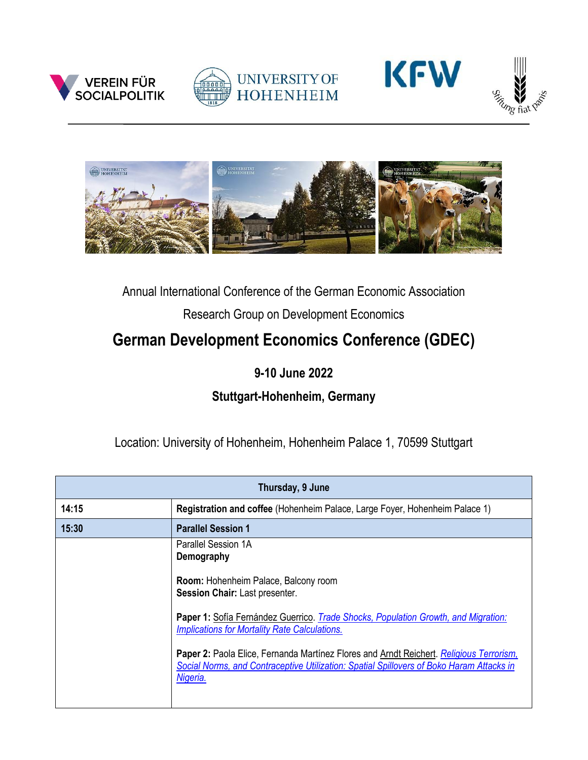Annual International Conference of the German Economic Association

Research Group on Development Economics

# German Development Economics Conference (GDEC)

## 9-10 June 2022

## Stuttgart-Hohenheim, Germany

Location: University of Hohenheim, Hohenheim Palace 1, 70599 Stuttgart

| **Thursday, 9 June** | |
|---|---|
| **14:15** | **Registration and coffee** (Hohenheim Palace, Large Foyer, Hohenheim Palace 1) |
| **15:30** | **Parallel Session 1** |
| | Parallel Session 1A<br>**Demography**<br><br>**Room:** Hohenheim Palace, Balcony room<br>**Session Chair:** Last presenter.<br><br>**Paper 1:** Sofía Fernández Guerrico. *Trade Shocks, Population Growth, and Migration: Implications for Mortality Rate Calculations.*<br><br>**Paper 2:** Paola Elice, Fernanda Martínez Flores and Arndt Reichert. *Religious Terrorism, Social Norms, and Contraceptive Utilization: Spatial Spillovers of Boko Haram Attacks in Nigeria.* |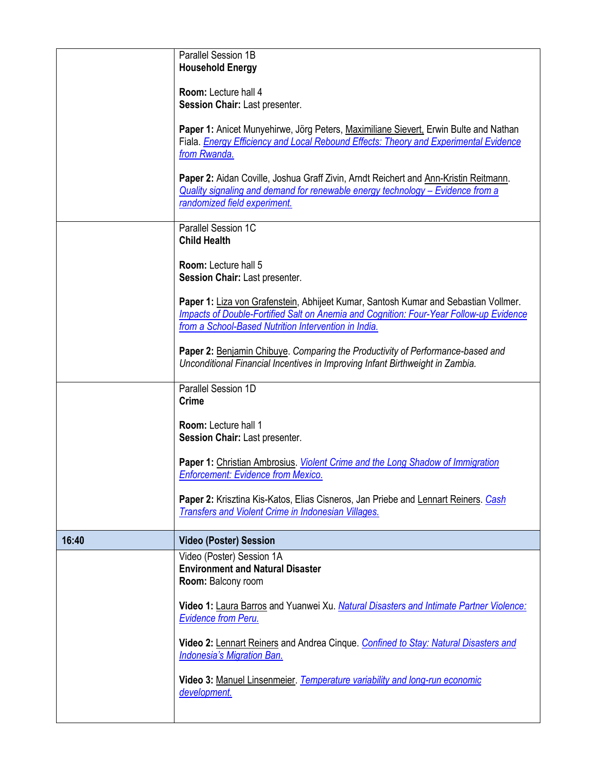| | |
|---|---|
| | Parallel Session 1B<br>**Household Energy**<br><br>**Room:** Lecture hall 4<br>**Session Chair:** Last presenter.<br><br>**Paper 1:** Anicet Munyehirwe, Jörg Peters, Maximiliane Sievert, Erwin Bulte and Nathan Fiala. *Energy Efficiency and Local Rebound Effects: Theory and Experimental Evidence from Rwanda.*<br><br>**Paper 2:** Aidan Coville, Joshua Graff Zivin, Arndt Reichert and Ann-Kristin Reitmann. *Quality signaling and demand for renewable energy technology – Evidence from a randomized field experiment.* |
| | Parallel Session 1C<br>**Child Health**<br><br>**Room:** Lecture hall 5<br>**Session Chair:** Last presenter.<br><br>**Paper 1:** Liza von Grafenstein, Abhijeet Kumar, Santosh Kumar and Sebastian Vollmer. *Impacts of Double-Fortified Salt on Anemia and Cognition: Four-Year Follow-up Evidence from a School-Based Nutrition Intervention in India.*<br><br>**Paper 2:** Benjamin Chibuye. *Comparing the Productivity of Performance-based and Unconditional Financial Incentives in Improving Infant Birthweight in Zambia.* |
| | Parallel Session 1D<br>**Crime**<br><br>**Room:** Lecture hall 1<br>**Session Chair:** Last presenter.<br><br>**Paper 1:** Christian Ambrosius. *Violent Crime and the Long Shadow of Immigration Enforcement: Evidence from Mexico.*<br><br>**Paper 2:** Krisztina Kis-Katos, Elias Cisneros, Jan Priebe and Lennart Reiners. *Cash Transfers and Violent Crime in Indonesian Villages.* |
| **16:40** | **Video (Poster) Session** |
| | Video (Poster) Session 1A<br>**Environment and Natural Disaster**<br>**Room:** Balcony room<br><br>**Video 1:** Laura Barros and Yuanwei Xu. *Natural Disasters and Intimate Partner Violence: Evidence from Peru.*<br><br>**Video 2:** Lennart Reiners and Andrea Cinque. *Confined to Stay: Natural Disasters and Indonesia's Migration Ban.*<br><br>**Video 3:** Manuel Linsenmeier. *Temperature variability and long-run economic development.* |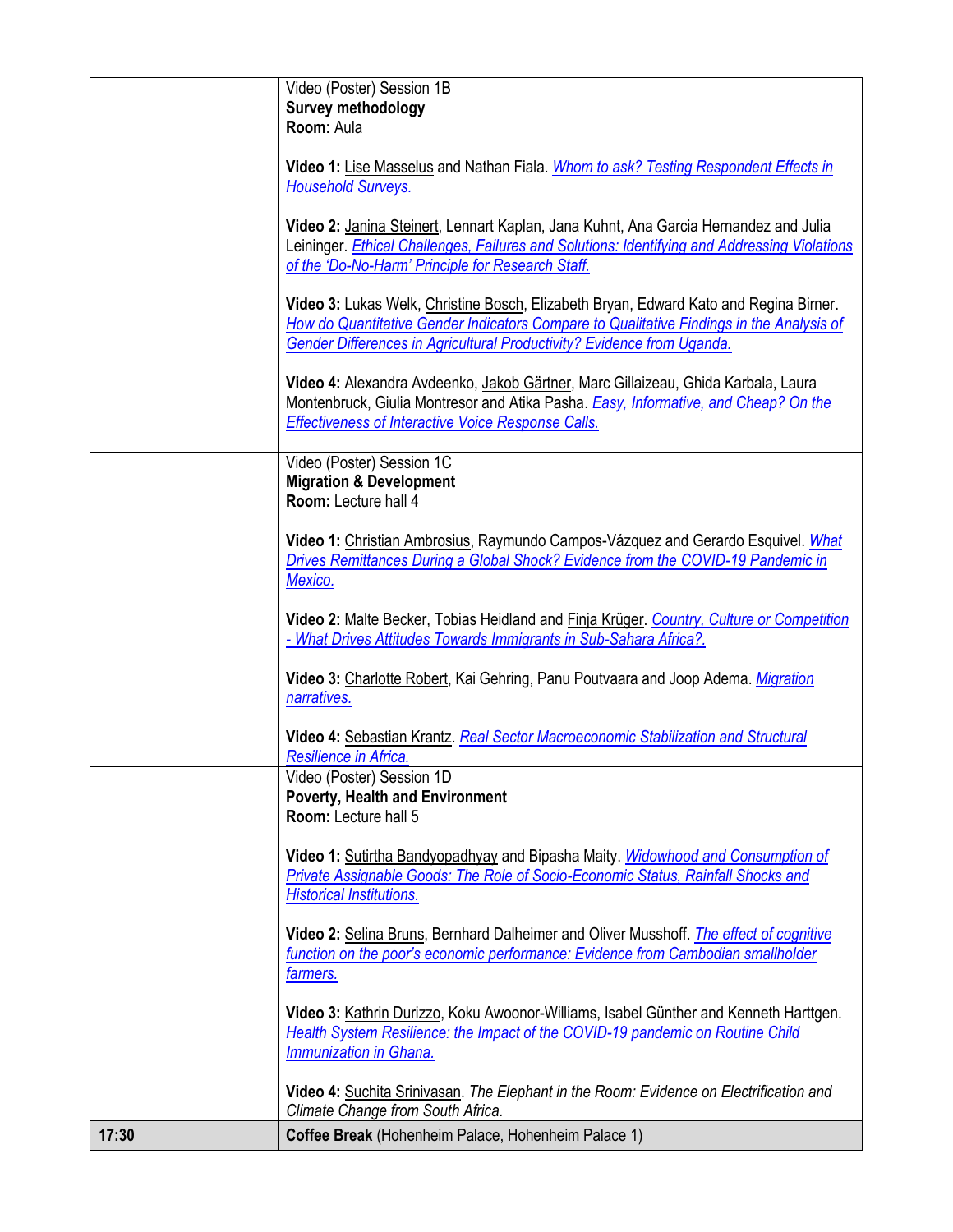| | |
|---|---|
| | Video (Poster) Session 1B<br>**Survey methodology**<br>**Room:** Aula<br><br>**Video 1:** Lise Masselus and Nathan Fiala. *Whom to ask? Testing Respondent Effects in Household Surveys.*<br><br>**Video 2:** Janina Steinert, Lennart Kaplan, Jana Kuhnt, Ana Garcia Hernandez and Julia Leininger. *Ethical Challenges, Failures and Solutions: Identifying and Addressing Violations of the 'Do-No-Harm' Principle for Research Staff.*<br><br>**Video 3:** Lukas Welk, Christine Bosch, Elizabeth Bryan, Edward Kato and Regina Birner. *How do Quantitative Gender Indicators Compare to Qualitative Findings in the Analysis of Gender Differences in Agricultural Productivity? Evidence from Uganda.*<br><br>**Video 4:** Alexandra Avdeenko, Jakob Gärtner, Marc Gillaizeau, Ghida Karbala, Laura Montenbruck, Giulia Montresor and Atika Pasha. *Easy, Informative, and Cheap? On the Effectiveness of Interactive Voice Response Calls.* |
| | Video (Poster) Session 1C<br>**Migration & Development**<br>**Room:** Lecture hall 4<br><br>**Video 1:** Christian Ambrosius, Raymundo Campos-Vázquez and Gerardo Esquivel. *What Drives Remittances During a Global Shock? Evidence from the COVID-19 Pandemic in Mexico.*<br><br>**Video 2:** Malte Becker, Tobias Heidland and Finja Krüger. *Country, Culture or Competition - What Drives Attitudes Towards Immigrants in Sub-Sahara Africa?.*<br><br>**Video 3:** Charlotte Robert, Kai Gehring, Panu Poutvaara and Joop Adema. *Migration narratives.*<br><br>**Video 4:** Sebastian Krantz. *Real Sector Macroeconomic Stabilization and Structural Resilience in Africa.* |
| | Video (Poster) Session 1D<br>**Poverty, Health and Environment**<br>**Room:** Lecture hall 5<br><br>**Video 1:** Sutirtha Bandyopadhyay and Bipasha Maity. *Widowhood and Consumption of Private Assignable Goods: The Role of Socio-Economic Status, Rainfall Shocks and Historical Institutions.*<br><br>**Video 2:** Selina Bruns, Bernhard Dalheimer and Oliver Musshoff. *The effect of cognitive function on the poor's economic performance: Evidence from Cambodian smallholder farmers.*<br><br>**Video 3:** Kathrin Durizzo, Koku Awoonor-Williams, Isabel Günther and Kenneth Harttgen. *Health System Resilience: the Impact of the COVID-19 pandemic on Routine Child Immunization in Ghana.*<br><br>**Video 4:** Suchita Srinivasan. *The Elephant in the Room: Evidence on Electrification and Climate Change from South Africa.* |
| **17:30** | **Coffee Break** (Hohenheim Palace, Hohenheim Palace 1) |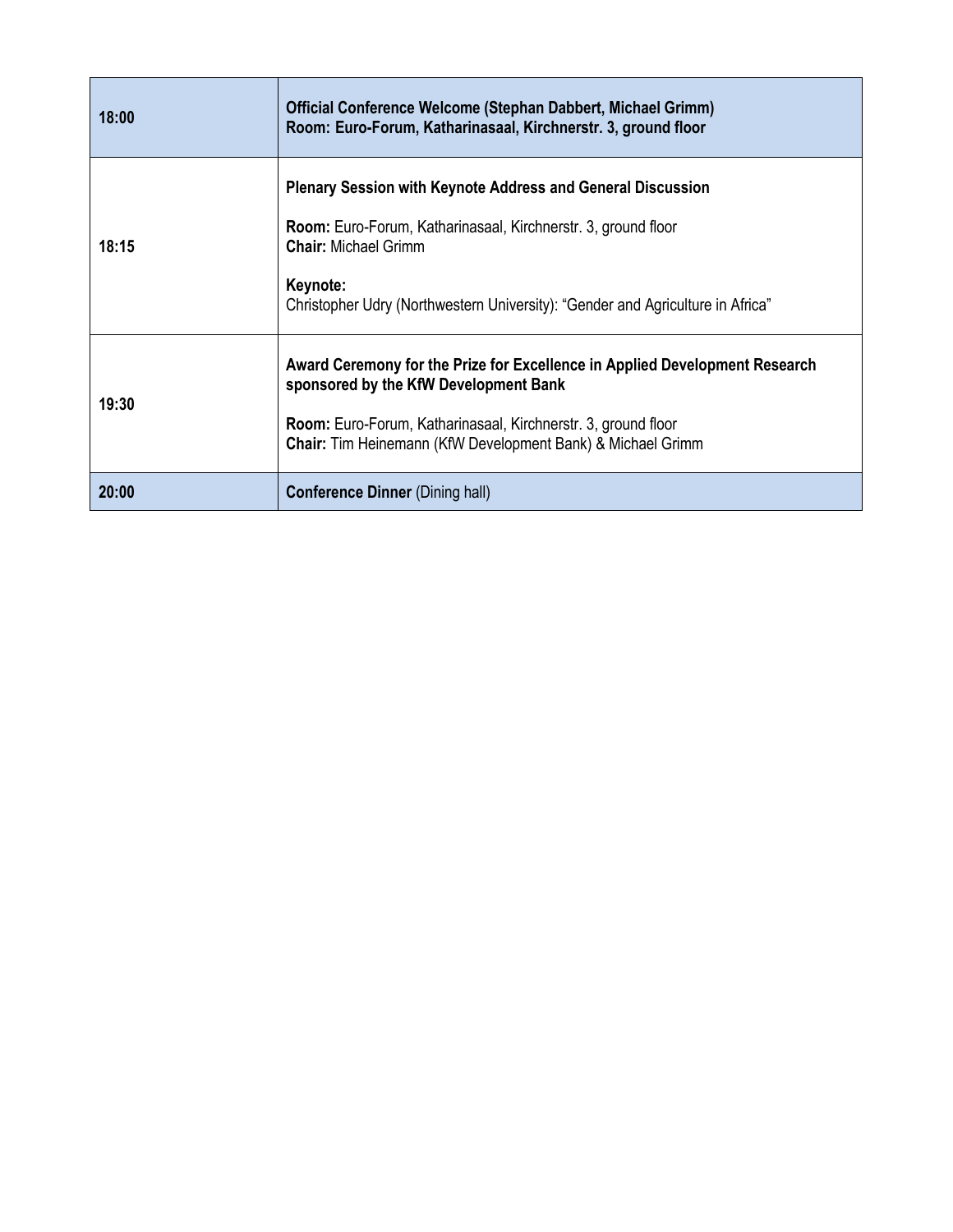| | |
|---|---|
| **18:00** | **Official Conference Welcome (Stephan Dabbert, Michael Grimm)**<br>**Room: Euro-Forum, Katharinasaal, Kirchnerstr. 3, ground floor** |
| **18:15** | **Plenary Session with Keynote Address and General Discussion**<br><br>**Room:** Euro-Forum, Katharinasaal, Kirchnerstr. 3, ground floor<br>**Chair:** Michael Grimm<br><br>**Keynote:**<br>Christopher Udry (Northwestern University): "Gender and Agriculture in Africa" |
| **19:30** | **Award Ceremony for the Prize for Excellence in Applied Development Research sponsored by the KfW Development Bank**<br><br>**Room:** Euro-Forum, Katharinasaal, Kirchnerstr. 3, ground floor<br>**Chair:** Tim Heinemann (KfW Development Bank) & Michael Grimm |
| **20:00** | **Conference Dinner** (Dining hall) |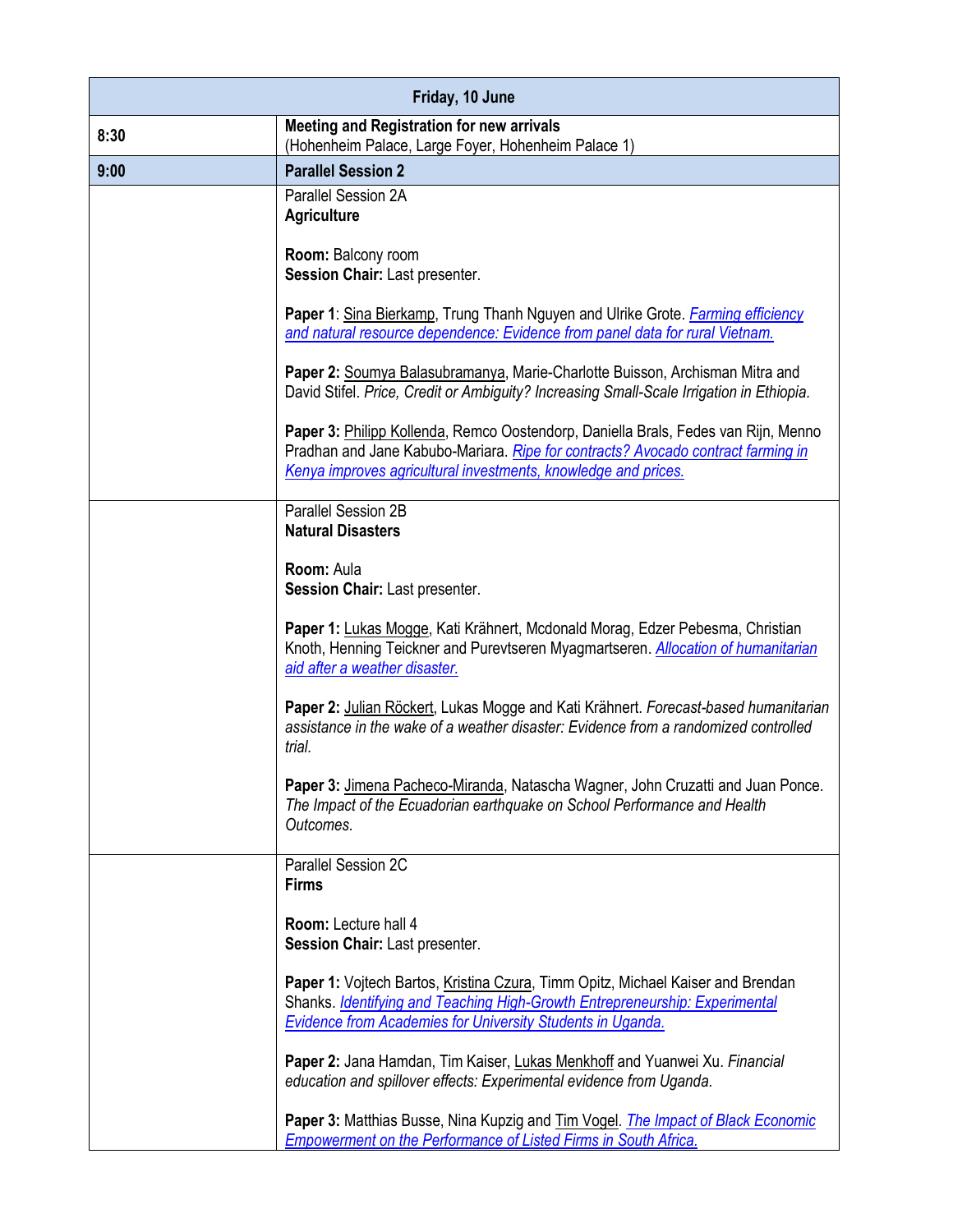| Friday, 10 June | |
|---|---|
| **8:30** | **Meeting and Registration for new arrivals**<br>(Hohenheim Palace, Large Foyer, Hohenheim Palace 1) |
| **9:00** | **Parallel Session 2** |
| | Parallel Session 2A<br>**Agriculture**<br><br>**Room:** Balcony room<br>**Session Chair:** Last presenter.<br><br>**Paper 1**: Sina Bierkamp, Trung Thanh Nguyen and Ulrike Grote. *Farming efficiency and natural resource dependence: Evidence from panel data for rural Vietnam.*<br><br>**Paper 2:** Soumya Balasubramanya, Marie-Charlotte Buisson, Archisman Mitra and David Stifel. *Price, Credit or Ambiguity? Increasing Small-Scale Irrigation in Ethiopia.*<br><br>**Paper 3:** Philipp Kollenda, Remco Oostendorp, Daniella Brals, Fedes van Rijn, Menno Pradhan and Jane Kabubo-Mariara. *Ripe for contracts? Avocado contract farming in Kenya improves agricultural investments, knowledge and prices.* |
| | Parallel Session 2B<br>**Natural Disasters**<br><br>**Room:** Aula<br>**Session Chair:** Last presenter.<br><br>**Paper 1:** Lukas Mogge, Kati Krähnert, Mcdonald Morag, Edzer Pebesma, Christian Knoth, Henning Teickner and Purevtseren Myagmartseren. *Allocation of humanitarian aid after a weather disaster.*<br><br>**Paper 2:** Julian Röckert, Lukas Mogge and Kati Krähnert. *Forecast-based humanitarian assistance in the wake of a weather disaster: Evidence from a randomized controlled trial.*<br><br>**Paper 3:** Jimena Pacheco-Miranda, Natascha Wagner, John Cruzatti and Juan Ponce. *The Impact of the Ecuadorian earthquake on School Performance and Health Outcomes.* |
| | Parallel Session 2C<br>**Firms**<br><br>**Room:** Lecture hall 4<br>**Session Chair:** Last presenter.<br><br>**Paper 1:** Vojtech Bartos, Kristina Czura, Timm Opitz, Michael Kaiser and Brendan Shanks. *Identifying and Teaching High-Growth Entrepreneurship: Experimental Evidence from Academies for University Students in Uganda.*<br><br>**Paper 2:** Jana Hamdan, Tim Kaiser, Lukas Menkhoff and Yuanwei Xu. *Financial education and spillover effects: Experimental evidence from Uganda.*<br><br>**Paper 3:** Matthias Busse, Nina Kupzig and Tim Vogel. *The Impact of Black Economic Empowerment on the Performance of Listed Firms in South Africa.* |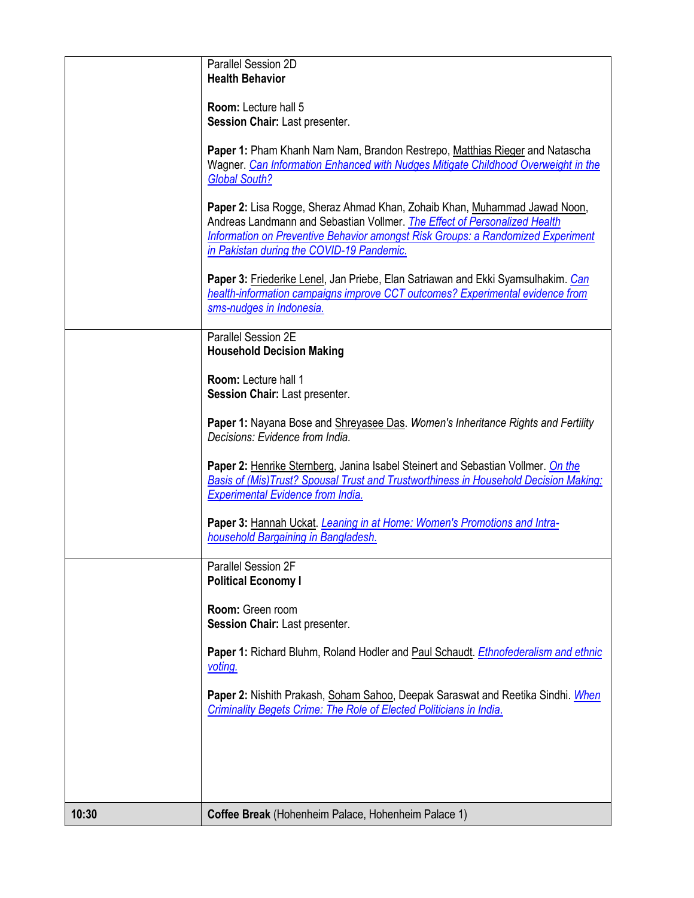| | |
|---|---|
| | Parallel Session 2D<br>**Health Behavior**<br><br>**Room:** Lecture hall 5<br>**Session Chair:** Last presenter.<br><br>**Paper 1:** Pham Khanh Nam Nam, Brandon Restrepo, Matthias Rieger and Natascha Wagner. *Can Information Enhanced with Nudges Mitigate Childhood Overweight in the Global South?*<br><br>**Paper 2:** Lisa Rogge, Sheraz Ahmad Khan, Zohaib Khan, Muhammad Jawad Noon, Andreas Landmann and Sebastian Vollmer. *The Effect of Personalized Health Information on Preventive Behavior amongst Risk Groups: a Randomized Experiment in Pakistan during the COVID-19 Pandemic.*<br><br>**Paper 3:** Friederike Lenel, Jan Priebe, Elan Satriawan and Ekki Syamsulhakim. *Can health-information campaigns improve CCT outcomes? Experimental evidence from sms-nudges in Indonesia.* |
| | Parallel Session 2E<br>**Household Decision Making**<br><br>**Room:** Lecture hall 1<br>**Session Chair:** Last presenter.<br><br>**Paper 1:** Nayana Bose and Shreyasee Das. *Women's Inheritance Rights and Fertility Decisions: Evidence from India.*<br><br>**Paper 2:** Henrike Sternberg, Janina Isabel Steinert and Sebastian Vollmer. *On the Basis of (Mis)Trust? Spousal Trust and Trustworthiness in Household Decision Making: Experimental Evidence from India.*<br><br>**Paper 3:** Hannah Uckat. *Leaning in at Home: Women's Promotions and Intra-household Bargaining in Bangladesh.* |
| | Parallel Session 2F<br>**Political Economy I**<br><br>**Room:** Green room<br>**Session Chair:** Last presenter.<br><br>**Paper 1:** Richard Bluhm, Roland Hodler and Paul Schaudt. *Ethnofederalism and ethnic voting.*<br><br>**Paper 2:** Nishith Prakash, Soham Sahoo, Deepak Saraswat and Reetika Sindhi. *When Criminality Begets Crime: The Role of Elected Politicians in India.* |
| **10:30** | **Coffee Break** (Hohenheim Palace, Hohenheim Palace 1) |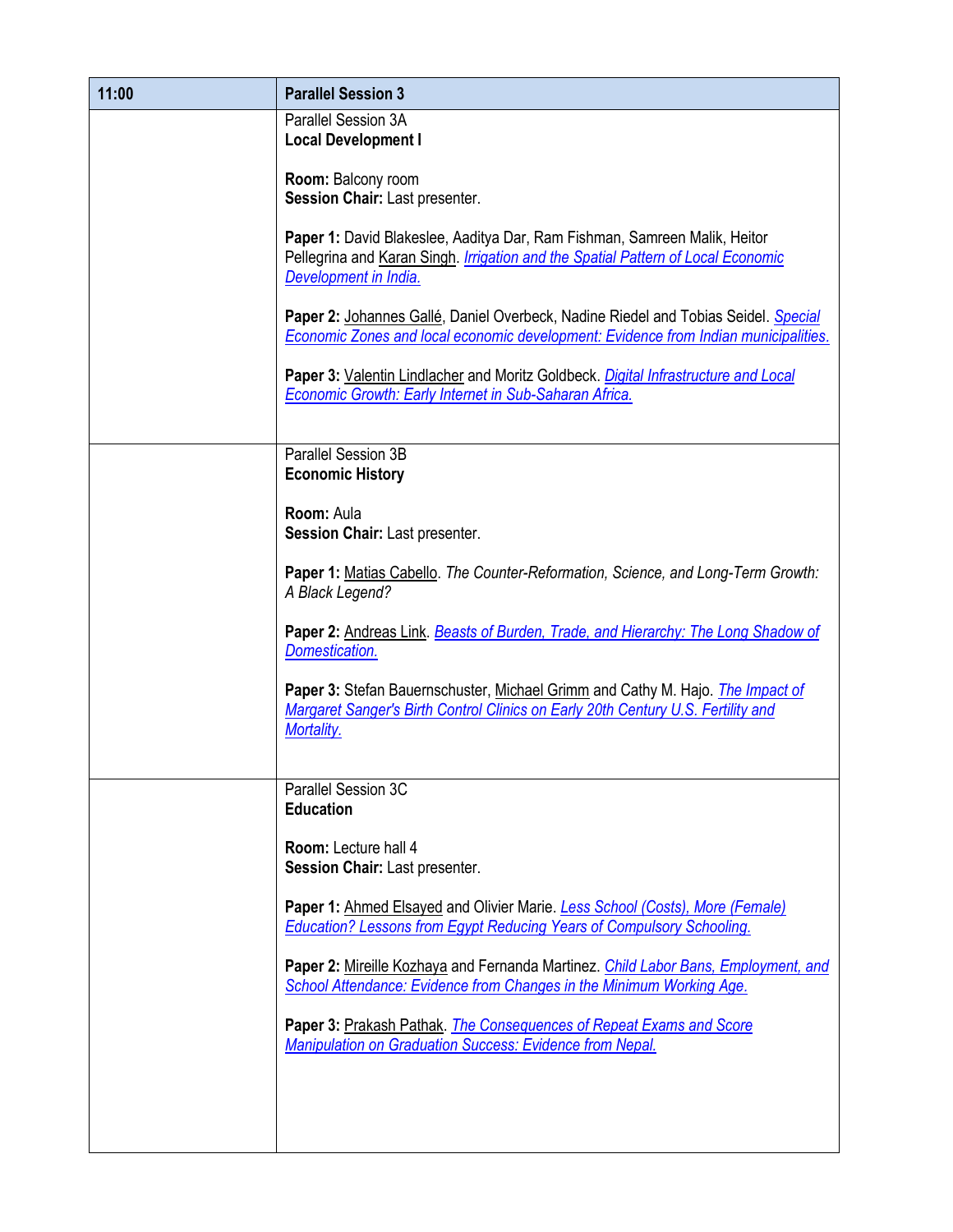| 11:00 | Parallel Session 3 |
|---|---|
| | Parallel Session 3A<br>**Local Development I**<br><br>**Room:** Balcony room<br>**Session Chair:** Last presenter.<br><br>**Paper 1:** David Blakeslee, Aaditya Dar, Ram Fishman, Samreen Malik, Heitor Pellegrina and Karan Singh. *Irrigation and the Spatial Pattern of Local Economic Development in India.*<br><br>**Paper 2:** Johannes Gallé, Daniel Overbeck, Nadine Riedel and Tobias Seidel. *Special Economic Zones and local economic development: Evidence from Indian municipalities.*<br><br>**Paper 3:** Valentin Lindlacher and Moritz Goldbeck. *Digital Infrastructure and Local Economic Growth: Early Internet in Sub-Saharan Africa.* |
| | Parallel Session 3B<br>**Economic History**<br><br>**Room:** Aula<br>**Session Chair:** Last presenter.<br><br>**Paper 1:** Matias Cabello. *The Counter-Reformation, Science, and Long-Term Growth: A Black Legend?*<br><br>**Paper 2:** Andreas Link. *Beasts of Burden, Trade, and Hierarchy: The Long Shadow of Domestication.*<br><br>**Paper 3:** Stefan Bauernschuster, Michael Grimm and Cathy M. Hajo. *The Impact of Margaret Sanger's Birth Control Clinics on Early 20th Century U.S. Fertility and Mortality.* |
| | Parallel Session 3C<br>**Education**<br><br>**Room:** Lecture hall 4<br>**Session Chair:** Last presenter.<br><br>**Paper 1:** Ahmed Elsayed and Olivier Marie. *Less School (Costs), More (Female) Education? Lessons from Egypt Reducing Years of Compulsory Schooling.*<br><br>**Paper 2:** Mireille Kozhaya and Fernanda Martinez. *Child Labor Bans, Employment, and School Attendance: Evidence from Changes in the Minimum Working Age.*<br><br>**Paper 3:** Prakash Pathak. *The Consequences of Repeat Exams and Score Manipulation on Graduation Success: Evidence from Nepal.* |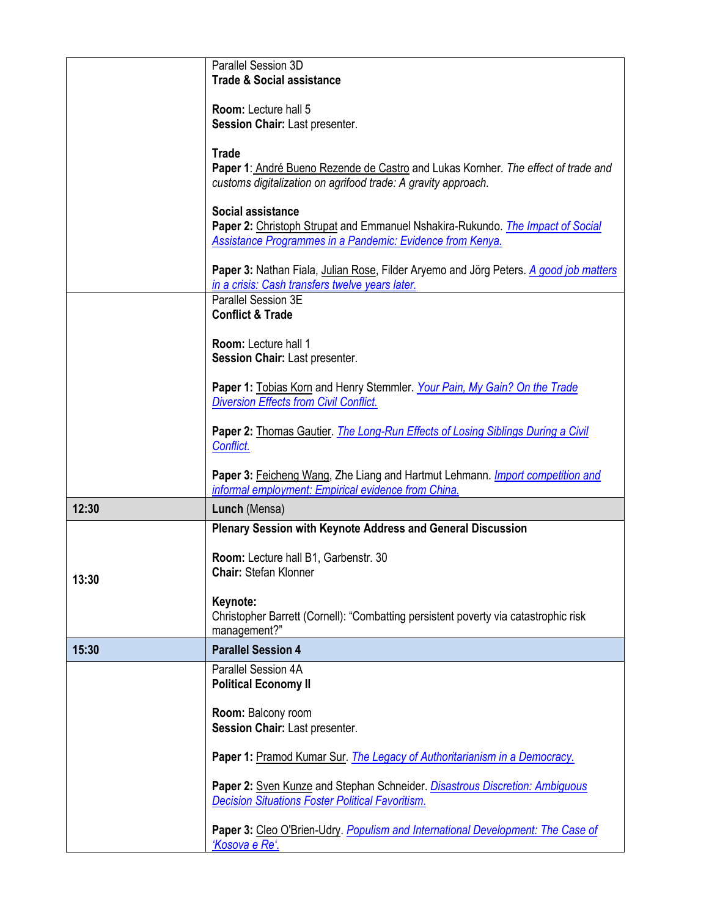| | |
|---|---|
| | Parallel Session 3D<br>**Trade & Social assistance**<br><br>**Room:** Lecture hall 5<br>**Session Chair:** Last presenter.<br><br>**Trade**<br>**Paper 1**: André Bueno Rezende de Castro and Lukas Kornher. *The effect of trade and customs digitalization on agrifood trade: A gravity approach.*<br><br>**Social assistance**<br>**Paper 2:** Christoph Strupat and Emmanuel Nshakira-Rukundo. *The Impact of Social Assistance Programmes in a Pandemic: Evidence from Kenya.*<br><br>**Paper 3:** Nathan Fiala, Julian Rose, Filder Aryemo and Jörg Peters. *A good job matters in a crisis: Cash transfers twelve years later.* |
| | Parallel Session 3E<br>**Conflict & Trade**<br><br>**Room:** Lecture hall 1<br>**Session Chair:** Last presenter.<br><br>**Paper 1:** Tobias Korn and Henry Stemmler. *Your Pain, My Gain? On the Trade Diversion Effects from Civil Conflict.*<br><br>**Paper 2:** Thomas Gautier. *The Long-Run Effects of Losing Siblings During a Civil Conflict.*<br><br>**Paper 3:** Feicheng Wang, Zhe Liang and Hartmut Lehmann. *Import competition and informal employment: Empirical evidence from China.* |
| **12:30** | **Lunch** (Mensa) |
| **13:30** | **Plenary Session with Keynote Address and General Discussion**<br><br>**Room:** Lecture hall B1, Garbenstr. 30<br>**Chair:** Stefan Klonner<br><br>**Keynote:**<br>Christopher Barrett (Cornell): "Combatting persistent poverty via catastrophic risk management?" |
| **15:30** | **Parallel Session 4** |
| | Parallel Session 4A<br>**Political Economy II**<br><br>**Room:** Balcony room<br>**Session Chair:** Last presenter.<br><br>**Paper 1:** Pramod Kumar Sur. *The Legacy of Authoritarianism in a Democracy.*<br><br>**Paper 2:** Sven Kunze and Stephan Schneider. *Disastrous Discretion: Ambiguous Decision Situations Foster Political Favoritism.*<br><br>**Paper 3:** Cleo O'Brien-Udry. *Populism and International Development: The Case of 'Kosova e Re'.* |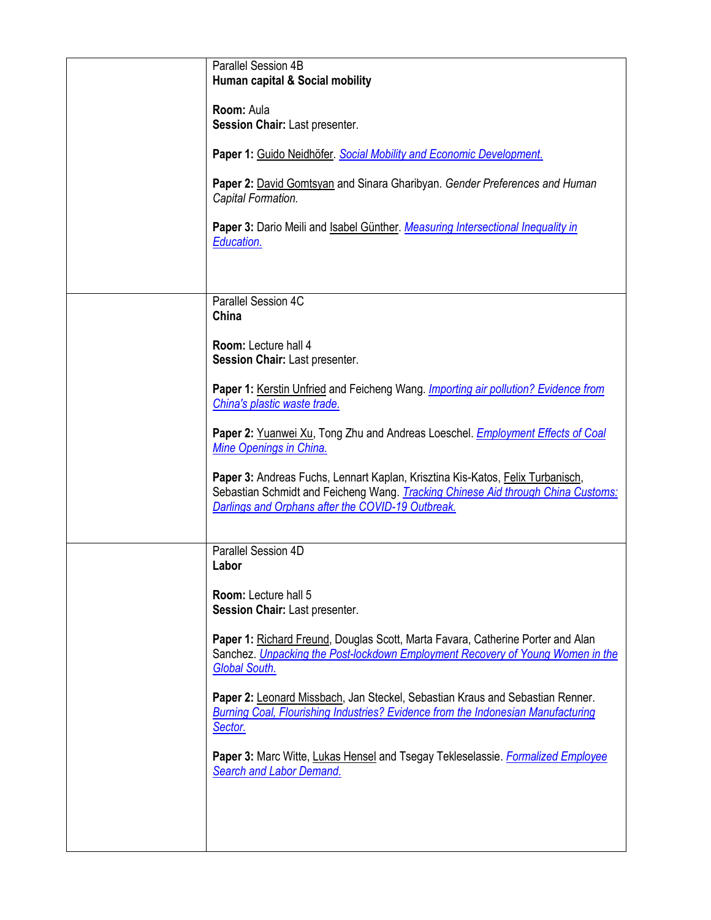| | |
|---|---|
| | Parallel Session 4B<br>**Human capital & Social mobility**<br><br>**Room:** Aula<br>**Session Chair:** Last presenter.<br><br>**Paper 1:** Guido Neidhöfer. *Social Mobility and Economic Development.*<br><br>**Paper 2:** David Gomtsyan and Sinara Gharibyan. *Gender Preferences and Human Capital Formation.*<br><br>**Paper 3:** Dario Meili and Isabel Günther. *Measuring Intersectional Inequality in Education.* |
| | Parallel Session 4C<br>**China**<br><br>**Room:** Lecture hall 4<br>**Session Chair:** Last presenter.<br><br>**Paper 1:** Kerstin Unfried and Feicheng Wang. *Importing air pollution? Evidence from China's plastic waste trade.*<br><br>**Paper 2:** Yuanwei Xu, Tong Zhu and Andreas Loeschel. *Employment Effects of Coal Mine Openings in China.*<br><br>**Paper 3:** Andreas Fuchs, Lennart Kaplan, Krisztina Kis-Katos, Felix Turbanisch, Sebastian Schmidt and Feicheng Wang. *Tracking Chinese Aid through China Customs: Darlings and Orphans after the COVID-19 Outbreak.* |
| | Parallel Session 4D<br>**Labor**<br><br>**Room:** Lecture hall 5<br>**Session Chair:** Last presenter.<br><br>**Paper 1:** Richard Freund, Douglas Scott, Marta Favara, Catherine Porter and Alan Sanchez. *Unpacking the Post-lockdown Employment Recovery of Young Women in the Global South.*<br><br>**Paper 2:** Leonard Missbach, Jan Steckel, Sebastian Kraus and Sebastian Renner. *Burning Coal, Flourishing Industries? Evidence from the Indonesian Manufacturing Sector.*<br><br>**Paper 3:** Marc Witte, Lukas Hensel and Tsegay Tekleselassie. *Formalized Employee Search and Labor Demand.* |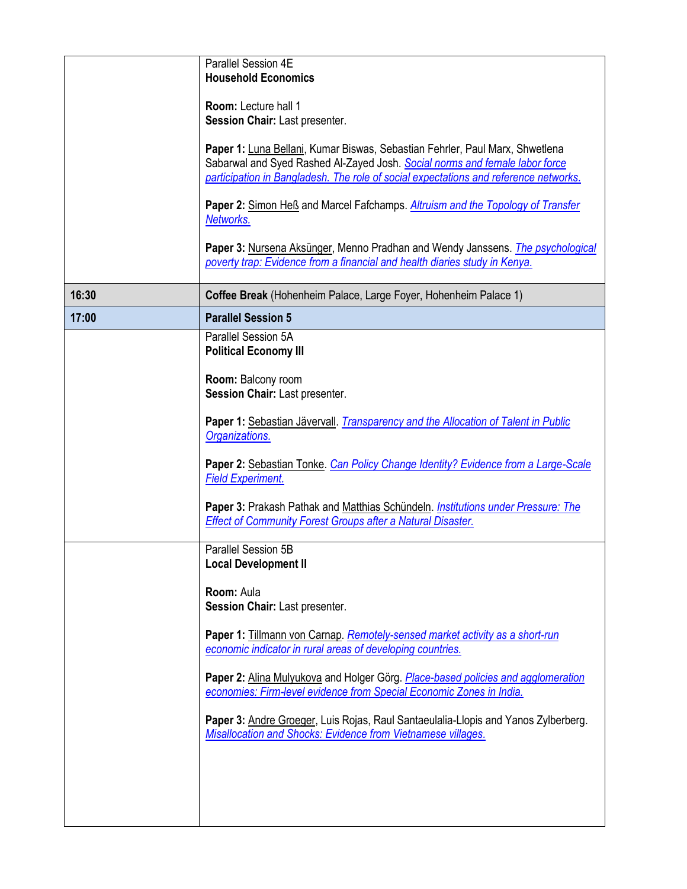| | |
|---|---|
| | Parallel Session 4E<br>**Household Economics**<br><br>**Room:** Lecture hall 1<br>**Session Chair:** Last presenter.<br><br>**Paper 1:** Luna Bellani, Kumar Biswas, Sebastian Fehrler, Paul Marx, Shwetlena Sabarwal and Syed Rashed Al-Zayed Josh. *Social norms and female labor force participation in Bangladesh. The role of social expectations and reference networks.*<br><br>**Paper 2:** Simon Heß and Marcel Fafchamps. *Altruism and the Topology of Transfer Networks.*<br><br>**Paper 3:** Nursena Aksünger, Menno Pradhan and Wendy Janssens. *The psychological poverty trap: Evidence from a financial and health diaries study in Kenya.* |
| **16:30** | **Coffee Break** (Hohenheim Palace, Large Foyer, Hohenheim Palace 1) |
| **17:00** | **Parallel Session 5** |
| | Parallel Session 5A<br>**Political Economy III**<br><br>**Room:** Balcony room<br>**Session Chair:** Last presenter.<br><br>**Paper 1:** Sebastian Jävervall. *Transparency and the Allocation of Talent in Public Organizations.*<br><br>**Paper 2:** Sebastian Tonke. *Can Policy Change Identity? Evidence from a Large-Scale Field Experiment.*<br><br>**Paper 3:** Prakash Pathak and Matthias Schündeln. *Institutions under Pressure: The Effect of Community Forest Groups after a Natural Disaster.* |
| | Parallel Session 5B<br>**Local Development II**<br><br>**Room:** Aula<br>**Session Chair:** Last presenter.<br><br>**Paper 1:** Tillmann von Carnap. *Remotely-sensed market activity as a short-run economic indicator in rural areas of developing countries.*<br><br>**Paper 2:** Alina Mulyukova and Holger Görg. *Place-based policies and agglomeration economies: Firm-level evidence from Special Economic Zones in India.*<br><br>**Paper 3:** Andre Groeger, Luis Rojas, Raul Santaeulalia-Llopis and Yanos Zylberberg. *Misallocation and Shocks: Evidence from Vietnamese villages.* |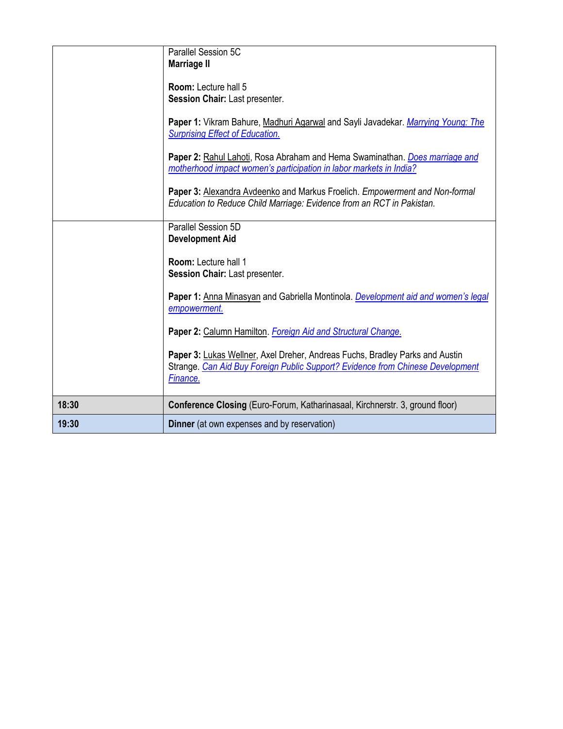| | |
|---|---|
| | Parallel Session 5C<br>**Marriage II**<br><br>**Room:** Lecture hall 5<br>**Session Chair:** Last presenter.<br><br>**Paper 1:** Vikram Bahure, Madhuri Agarwal and Sayli Javadekar. *Marrying Young: The Surprising Effect of Education.*<br><br>**Paper 2:** Rahul Lahoti, Rosa Abraham and Hema Swaminathan. *Does marriage and motherhood impact women's participation in labor markets in India?*<br><br>**Paper 3:** Alexandra Avdeenko and Markus Froelich. *Empowerment and Non-formal Education to Reduce Child Marriage: Evidence from an RCT in Pakistan.* |
| | Parallel Session 5D<br>**Development Aid**<br><br>**Room:** Lecture hall 1<br>**Session Chair:** Last presenter.<br><br>**Paper 1:** Anna Minasyan and Gabriella Montinola. *Development aid and women's legal empowerment.*<br><br>**Paper 2:** Calumn Hamilton. *Foreign Aid and Structural Change.*<br><br>**Paper 3:** Lukas Wellner, Axel Dreher, Andreas Fuchs, Bradley Parks and Austin Strange. *Can Aid Buy Foreign Public Support? Evidence from Chinese Development Finance.* |
| **18:30** | **Conference Closing** (Euro-Forum, Katharinasaal, Kirchnerstr. 3, ground floor) |
| **19:30** | **Dinner** (at own expenses and by reservation) |